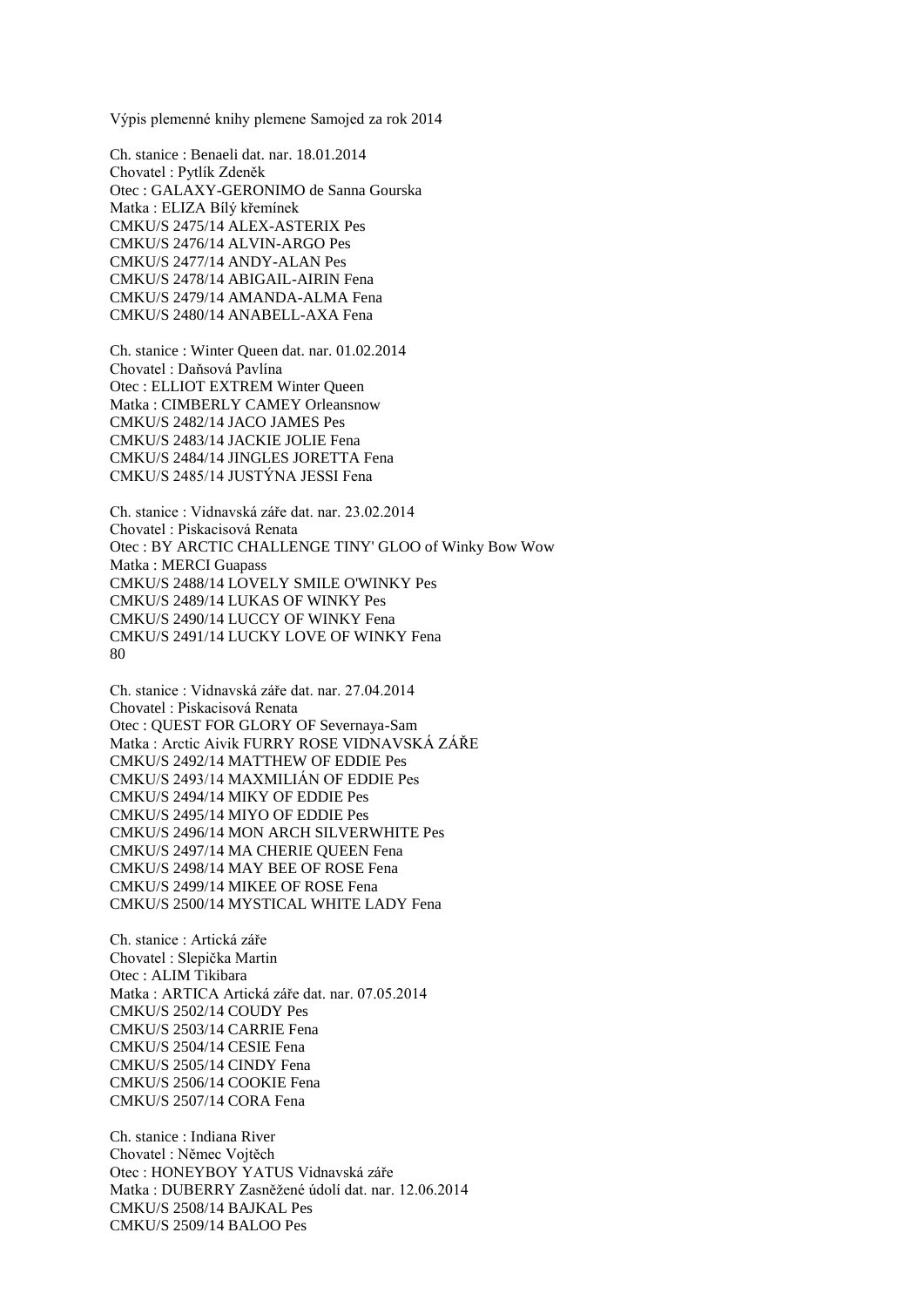Výpis plemenné knihy plemene Samojed za rok 2014

Ch. stanice : Benaeli dat. nar. 18.01.2014
Chovatel : Pytlík Zdeněk
Otec : GALAXY-GERONIMO de Sanna Gourska
Matka : ELIZA Bílý křemínek
CMKU/S 2475/14 ALEX-ASTERIX Pes
CMKU/S 2476/14 ALVIN-ARGO Pes
CMKU/S 2477/14 ANDY-ALAN Pes
CMKU/S 2478/14 ABIGAIL-AIRIN Fena
CMKU/S 2479/14 AMANDA-ALMA Fena
CMKU/S 2480/14 ANABELL-AXA Fena

Ch. stanice : Winter Queen dat. nar. 01.02.2014
Chovatel : Daňsová Pavlína
Otec : ELLIOT EXTREM Winter Queen
Matka : CIMBERLY CAMEY Orleansnow
CMKU/S 2482/14 JACO JAMES Pes
CMKU/S 2483/14 JACKIE JOLIE Fena
CMKU/S 2484/14 JINGLES JORETTA Fena
CMKU/S 2485/14 JUSTÝNA JESSI Fena

Ch. stanice : Vidnavská záře dat. nar. 23.02.2014
Chovatel : Piskacisová Renata
Otec : BY ARCTIC CHALLENGE TINY' GLOO of Winky Bow Wow
Matka : MERCI Guapass
CMKU/S 2488/14 LOVELY SMILE O'WINKY Pes
CMKU/S 2489/14 LUKAS OF WINKY Pes
CMKU/S 2490/14 LUCCY OF WINKY Fena
CMKU/S 2491/14 LUCKY LOVE OF WINKY Fena
80

Ch. stanice : Vidnavská záře dat. nar. 27.04.2014
Chovatel : Piskacisová Renata
Otec : QUEST FOR GLORY OF Severnaya-Sam
Matka : Arctic Aivik FURRY ROSE VIDNAVSKÁ ZÁŘE
CMKU/S 2492/14 MATTHEW OF EDDIE Pes
CMKU/S 2493/14 MAXMILIÁN OF EDDIE Pes
CMKU/S 2494/14 MIKY OF EDDIE Pes
CMKU/S 2495/14 MIYO OF EDDIE Pes
CMKU/S 2496/14 MON ARCH SILVERWHITE Pes
CMKU/S 2497/14 MA CHERIE QUEEN Fena
CMKU/S 2498/14 MAY BEE OF ROSE Fena
CMKU/S 2499/14 MIKEE OF ROSE Fena
CMKU/S 2500/14 MYSTICAL WHITE LADY Fena

Ch. stanice : Artická záře
Chovatel : Slepička Martin
Otec : ALIM Tikibara
Matka : ARTICA Artická záře dat. nar. 07.05.2014
CMKU/S 2502/14 COUDY Pes
CMKU/S 2503/14 CARRIE Fena
CMKU/S 2504/14 CESIE Fena
CMKU/S 2505/14 CINDY Fena
CMKU/S 2506/14 COOKIE Fena
CMKU/S 2507/14 CORA Fena

Ch. stanice : Indiana River
Chovatel : Němec Vojtěch
Otec : HONEYBOY YATUS Vidnavská záře
Matka : DUBERRY Zasněžené údolí dat. nar. 12.06.2014
CMKU/S 2508/14 BAJKAL Pes
CMKU/S 2509/14 BALOO Pes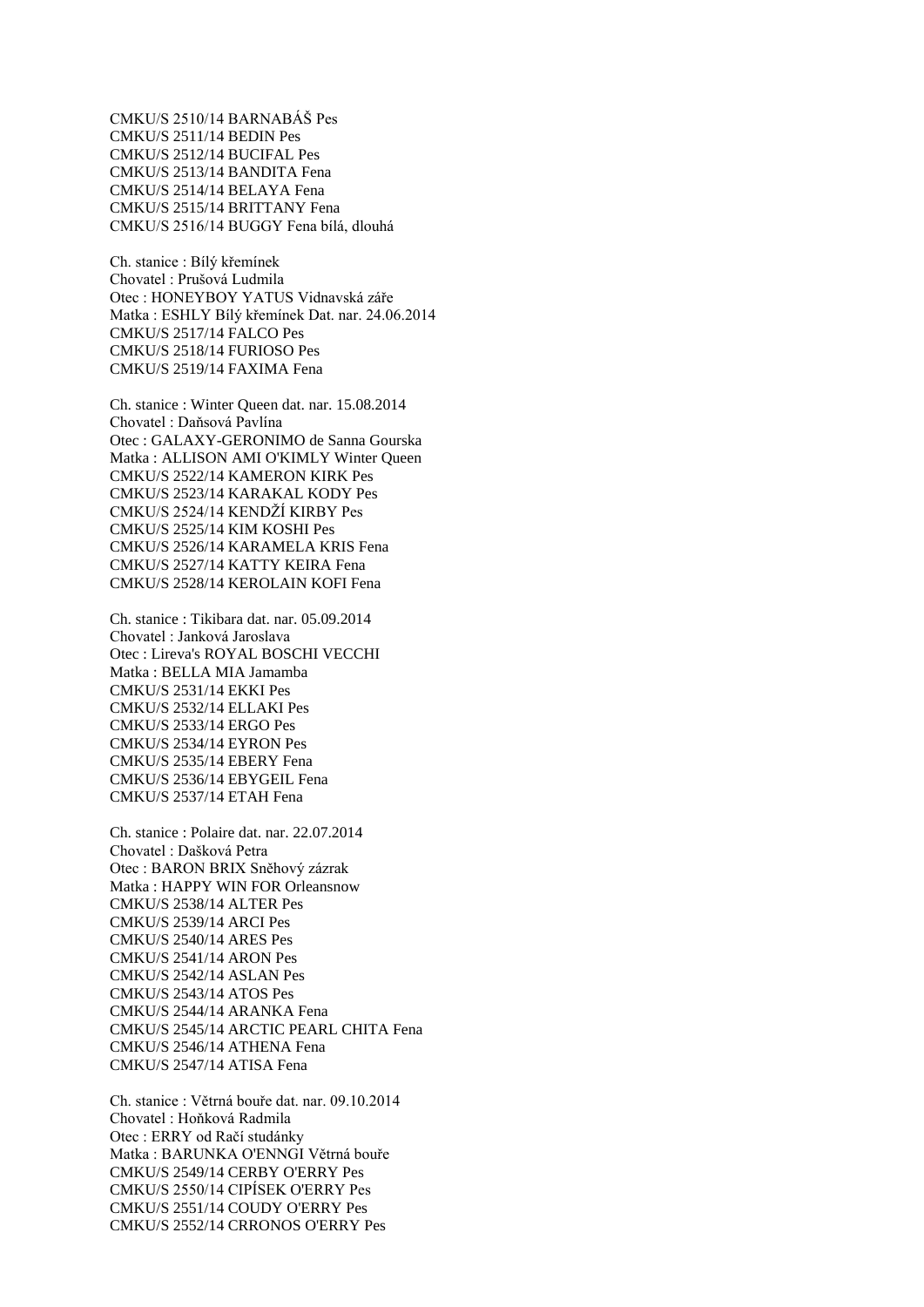CMKU/S 2510/14 BARNABÁŠ Pes
CMKU/S 2511/14 BEDIN Pes
CMKU/S 2512/14 BUCIFAL Pes
CMKU/S 2513/14 BANDITA Fena
CMKU/S 2514/14 BELAYA Fena
CMKU/S 2515/14 BRITTANY Fena
CMKU/S 2516/14 BUGGY Fena bílá, dlouhá

Ch. stanice : Bílý křemínek
Chovatel : Prušová Ludmila
Otec : HONEYBOY YATUS Vidnavská záře
Matka : ESHLY Bílý křemínek Dat. nar. 24.06.2014
CMKU/S 2517/14 FALCO Pes
CMKU/S 2518/14 FURIOSO Pes
CMKU/S 2519/14 FAXIMA Fena

Ch. stanice : Winter Queen dat. nar. 15.08.2014
Chovatel : Daňsová Pavlína
Otec : GALAXY-GERONIMO de Sanna Gourska
Matka : ALLISON AMI O'KIMLY Winter Queen
CMKU/S 2522/14 KAMERON KIRK Pes
CMKU/S 2523/14 KARAKAL KODY Pes
CMKU/S 2524/14 KENDŽÍ KIRBY Pes
CMKU/S 2525/14 KIM KOSHI Pes
CMKU/S 2526/14 KARAMELA KRIS Fena
CMKU/S 2527/14 KATTY KEIRA Fena
CMKU/S 2528/14 KEROLAIN KOFI Fena

Ch. stanice : Tikibara dat. nar. 05.09.2014
Chovatel : Janková Jaroslava
Otec : Lireva's ROYAL BOSCHI VECCHI
Matka : BELLA MIA Jamamba
CMKU/S 2531/14 EKKI Pes
CMKU/S 2532/14 ELLAKI Pes
CMKU/S 2533/14 ERGO Pes
CMKU/S 2534/14 EYRON Pes
CMKU/S 2535/14 EBERY Fena
CMKU/S 2536/14 EBYGEIL Fena
CMKU/S 2537/14 ETAH Fena

Ch. stanice : Polaire dat. nar. 22.07.2014
Chovatel : Dašková Petra
Otec : BARON BRIX Sněhový zázrak
Matka : HAPPY WIN FOR Orleansnow
CMKU/S 2538/14 ALTER Pes
CMKU/S 2539/14 ARCI Pes
CMKU/S 2540/14 ARES Pes
CMKU/S 2541/14 ARON Pes
CMKU/S 2542/14 ASLAN Pes
CMKU/S 2543/14 ATOS Pes
CMKU/S 2544/14 ARANKA Fena
CMKU/S 2545/14 ARCTIC PEARL CHITA Fena
CMKU/S 2546/14 ATHENA Fena
CMKU/S 2547/14 ATISA Fena

Ch. stanice : Větrná bouře dat. nar. 09.10.2014
Chovatel : Hoňková Radmila
Otec : ERRY od Račí studánky
Matka : BARUNKA O'ENNGI Větrná bouře
CMKU/S 2549/14 CERBY O'ERRY Pes
CMKU/S 2550/14 CIPÍSEK O'ERRY Pes
CMKU/S 2551/14 COUDY O'ERRY Pes
CMKU/S 2552/14 CRRONOS O'ERRY Pes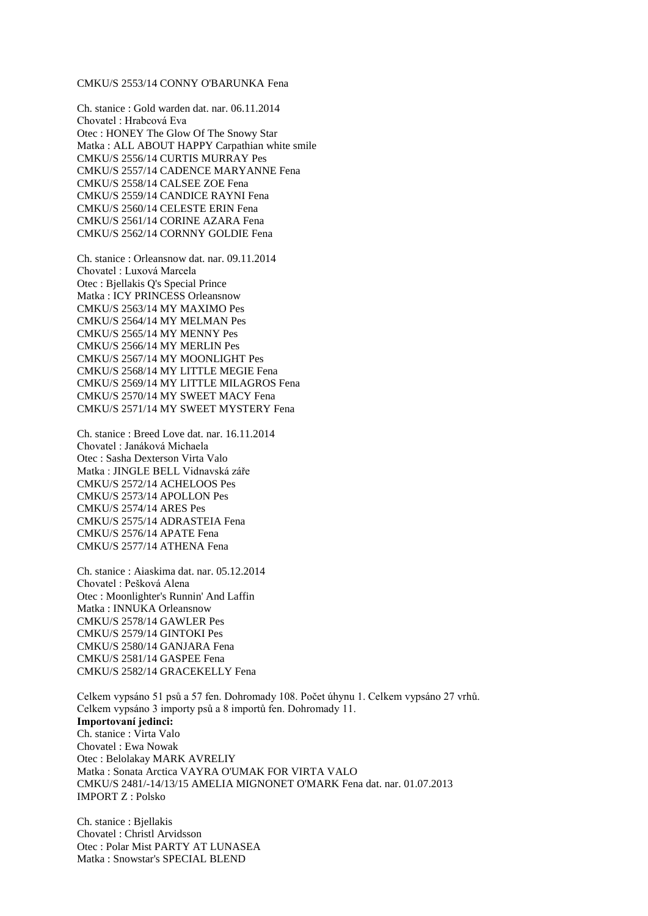CMKU/S 2553/14 CONNY O'BARUNKA Fena

Ch. stanice : Gold warden dat. nar. 06.11.2014
Chovatel : Hrabcová Eva
Otec : HONEY The Glow Of The Snowy Star
Matka : ALL ABOUT HAPPY Carpathian white smile
CMKU/S 2556/14 CURTIS MURRAY Pes
CMKU/S 2557/14 CADENCE MARYANNE Fena
CMKU/S 2558/14 CALSEE ZOE Fena
CMKU/S 2559/14 CANDICE RAYNI Fena
CMKU/S 2560/14 CELESTE ERIN Fena
CMKU/S 2561/14 CORINE AZARA Fena
CMKU/S 2562/14 CORNNY GOLDIE Fena

Ch. stanice : Orleansnow dat. nar. 09.11.2014
Chovatel : Luxová Marcela
Otec : Bjellakis Q's Special Prince
Matka : ICY PRINCESS Orleansnow
CMKU/S 2563/14 MY MAXIMO Pes
CMKU/S 2564/14 MY MELMAN Pes
CMKU/S 2565/14 MY MENNY Pes
CMKU/S 2566/14 MY MERLIN Pes
CMKU/S 2567/14 MY MOONLIGHT Pes
CMKU/S 2568/14 MY LITTLE MEGIE Fena
CMKU/S 2569/14 MY LITTLE MILAGROS Fena
CMKU/S 2570/14 MY SWEET MACY Fena
CMKU/S 2571/14 MY SWEET MYSTERY Fena

Ch. stanice : Breed Love dat. nar. 16.11.2014
Chovatel : Janáková Michaela
Otec : Sasha Dexterson Virta Valo
Matka : JINGLE BELL Vidnavská záře
CMKU/S 2572/14 ACHELOOS Pes
CMKU/S 2573/14 APOLLON Pes
CMKU/S 2574/14 ARES Pes
CMKU/S 2575/14 ADRASTEIA Fena
CMKU/S 2576/14 APATE Fena
CMKU/S 2577/14 ATHENA Fena

Ch. stanice : Aiaskima dat. nar. 05.12.2014
Chovatel : Pešková Alena
Otec : Moonlighter's Runnin' And Laffin
Matka : INNUKA Orleansnow
CMKU/S 2578/14 GAWLER Pes
CMKU/S 2579/14 GINTOKI Pes
CMKU/S 2580/14 GANJARA Fena
CMKU/S 2581/14 GASPEE Fena
CMKU/S 2582/14 GRACEKELLY Fena

Celkem vypsáno 51 psů a 57 fen. Dohromady 108. Počet úhynu 1. Celkem vypsáno 27 vrhů.
Celkem vypsáno 3 importy psů a 8 importů fen. Dohromady 11.
**Importovaní jedinci:**
Ch. stanice : Virta Valo
Chovatel : Ewa Nowak
Otec : Belolakay MARK AVRELIY
Matka : Sonata Arctica VAYRA O'UMAK FOR VIRTA VALO
CMKU/S 2481/-14/13/15 AMELIA MIGNONET O'MARK Fena dat. nar. 01.07.2013
IMPORT Z : Polsko

Ch. stanice : Bjellakis
Chovatel : Christl Arvidsson
Otec : Polar Mist PARTY AT LUNASEA
Matka : Snowstar's SPECIAL BLEND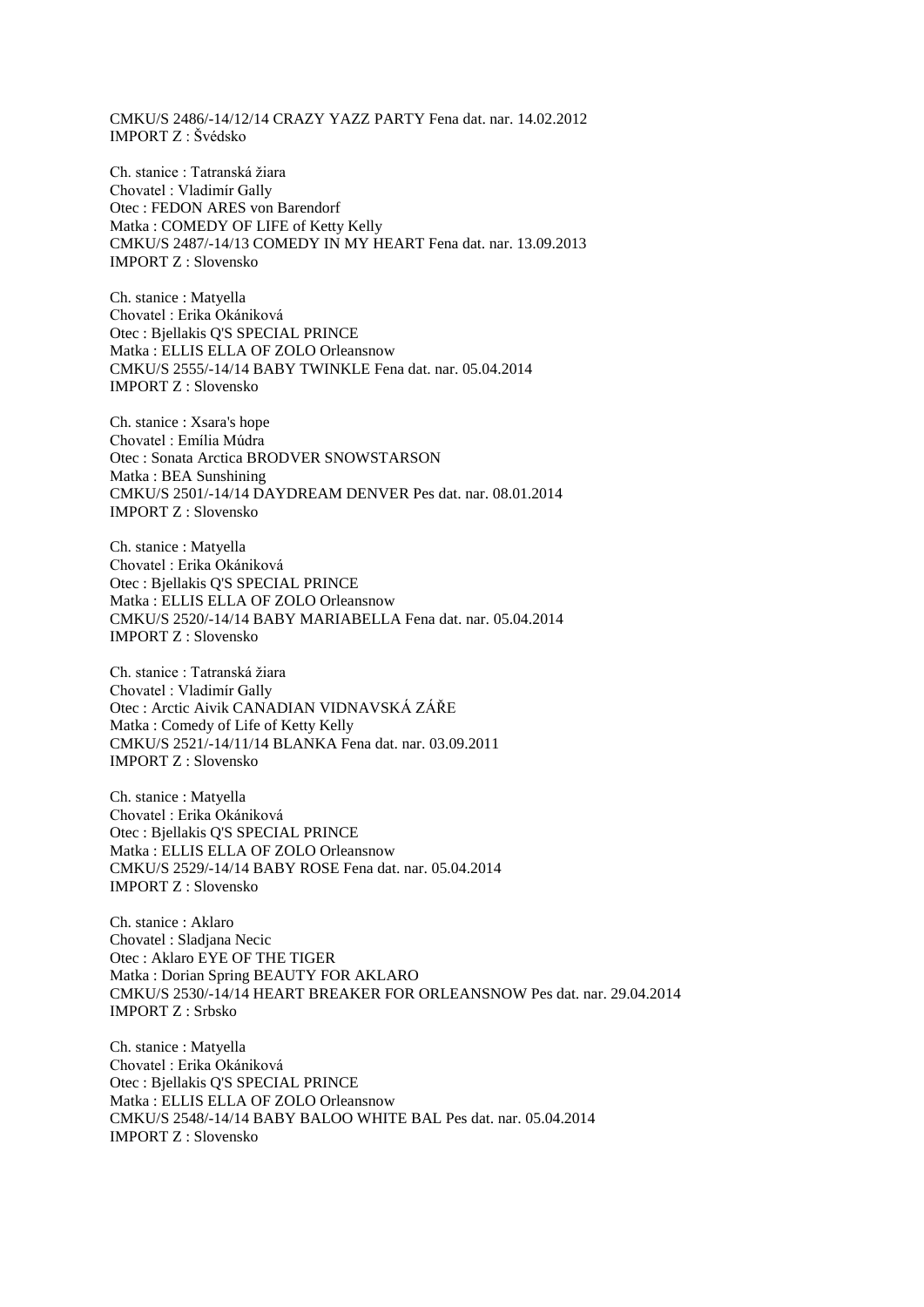CMKU/S 2486/-14/12/14 CRAZY YAZZ PARTY Fena dat. nar. 14.02.2012
IMPORT Z : Švédsko

Ch. stanice : Tatranská žiara
Chovatel : Vladimír Gally
Otec : FEDON ARES von Barendorf
Matka : COMEDY OF LIFE of Ketty Kelly
CMKU/S 2487/-14/13 COMEDY IN MY HEART Fena dat. nar. 13.09.2013
IMPORT Z : Slovensko

Ch. stanice : Matyella
Chovatel : Erika Okániková
Otec : Bjellakis Q'S SPECIAL PRINCE
Matka : ELLIS ELLA OF ZOLO Orleansnow
CMKU/S 2555/-14/14 BABY TWINKLE Fena dat. nar. 05.04.2014
IMPORT Z : Slovensko

Ch. stanice : Xsara's hope
Chovatel : Emília Múdra
Otec : Sonata Arctica BRODVER SNOWSTARSON
Matka : BEA Sunshining
CMKU/S 2501/-14/14 DAYDREAM DENVER Pes dat. nar. 08.01.2014
IMPORT Z : Slovensko

Ch. stanice : Matyella
Chovatel : Erika Okániková
Otec : Bjellakis Q'S SPECIAL PRINCE
Matka : ELLIS ELLA OF ZOLO Orleansnow
CMKU/S 2520/-14/14 BABY MARIABELLA Fena dat. nar. 05.04.2014
IMPORT Z : Slovensko

Ch. stanice : Tatranská žiara
Chovatel : Vladimír Gally
Otec : Arctic Aivik CANADIAN VIDNAVSKÁ ZÁŘE
Matka : Comedy of Life of Ketty Kelly
CMKU/S 2521/-14/11/14 BLANKA Fena dat. nar. 03.09.2011
IMPORT Z : Slovensko

Ch. stanice : Matyella
Chovatel : Erika Okániková
Otec : Bjellakis Q'S SPECIAL PRINCE
Matka : ELLIS ELLA OF ZOLO Orleansnow
CMKU/S 2529/-14/14 BABY ROSE Fena dat. nar. 05.04.2014
IMPORT Z : Slovensko

Ch. stanice : Aklaro
Chovatel : Sladjana Necic
Otec : Aklaro EYE OF THE TIGER
Matka : Dorian Spring BEAUTY FOR AKLARO
CMKU/S 2530/-14/14 HEART BREAKER FOR ORLEANSNOW Pes dat. nar. 29.04.2014
IMPORT Z : Srbsko

Ch. stanice : Matyella
Chovatel : Erika Okániková
Otec : Bjellakis Q'S SPECIAL PRINCE
Matka : ELLIS ELLA OF ZOLO Orleansnow
CMKU/S 2548/-14/14 BABY BALOO WHITE BAL Pes dat. nar. 05.04.2014
IMPORT Z : Slovensko